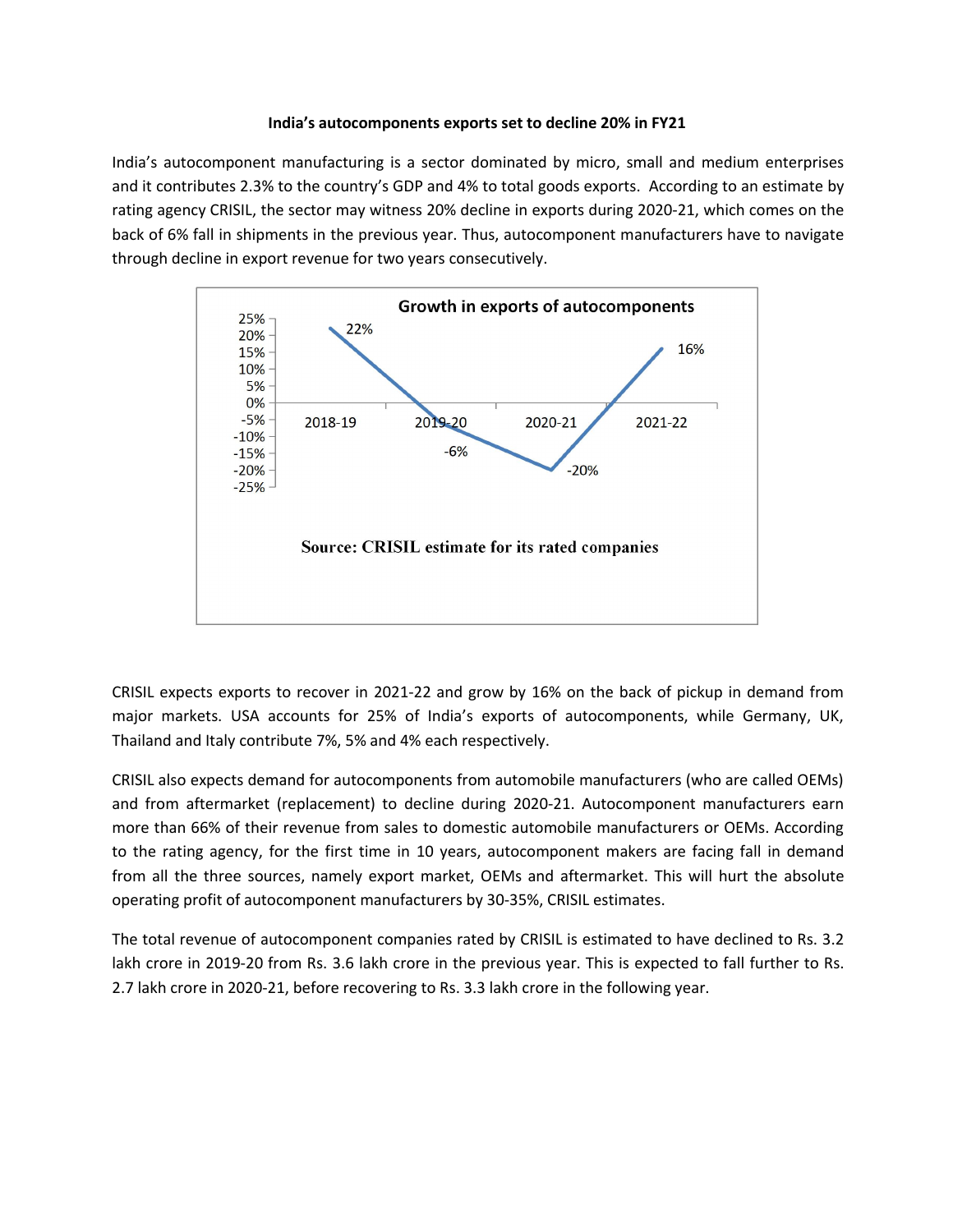**India's autocomponents exports set to decline 20% in FY21**

India's autocomponent manufacturing is a sector dominated by micro, small and medium enterprises and it contributes 2.3% to the country's GDP and 4% to total goods exports. According to an estimate by rating agency CRISIL, the sector may witness 20% decline in exports during 2020-21, which comes on the back of 6% fall in shipments in the previous year. Thus, autocomponent manufacturers have to navigate through decline in export revenue for two years consecutively.

**Growth in exports of autocomponents**

25%
20%
15%
10%
5%
0%
-5%
-10%
-15%
-20%
-25%

2018-19
2019-20
2020-21
2021-22

22%
-6%
-20%
16%

Source: CRISIL estimate for its rated companies

CRISIL expects exports to recover in 2021-22 and grow by 16% on the back of pickup in demand from major markets. USA accounts for 25% of India's exports of autocomponents, while Germany, UK, Thailand and Italy contribute 7%, 5% and 4% each respectively.

CRISIL also expects demand for autocomponents from automobile manufacturers (who are called OEMs) and from aftermarket (replacement) to decline during 2020-21. Autocomponent manufacturers earn more than 66% of their revenue from sales to domestic automobile manufacturers or OEMs. According to the rating agency, for the first time in 10 years, autocomponent makers are facing fall in demand from all the three sources, namely export market, OEMs and aftermarket. This will hurt the absolute operating profit of autocomponent manufacturers by 30-35%, CRISIL estimates.

The total revenue of autocomponent companies rated by CRISIL is estimated to have declined to Rs. 3.2 lakh crore in 2019-20 from Rs. 3.6 lakh crore in the previous year. This is expected to fall further to Rs. 2.7 lakh crore in 2020-21, before recovering to Rs. 3.3 lakh crore in the following year.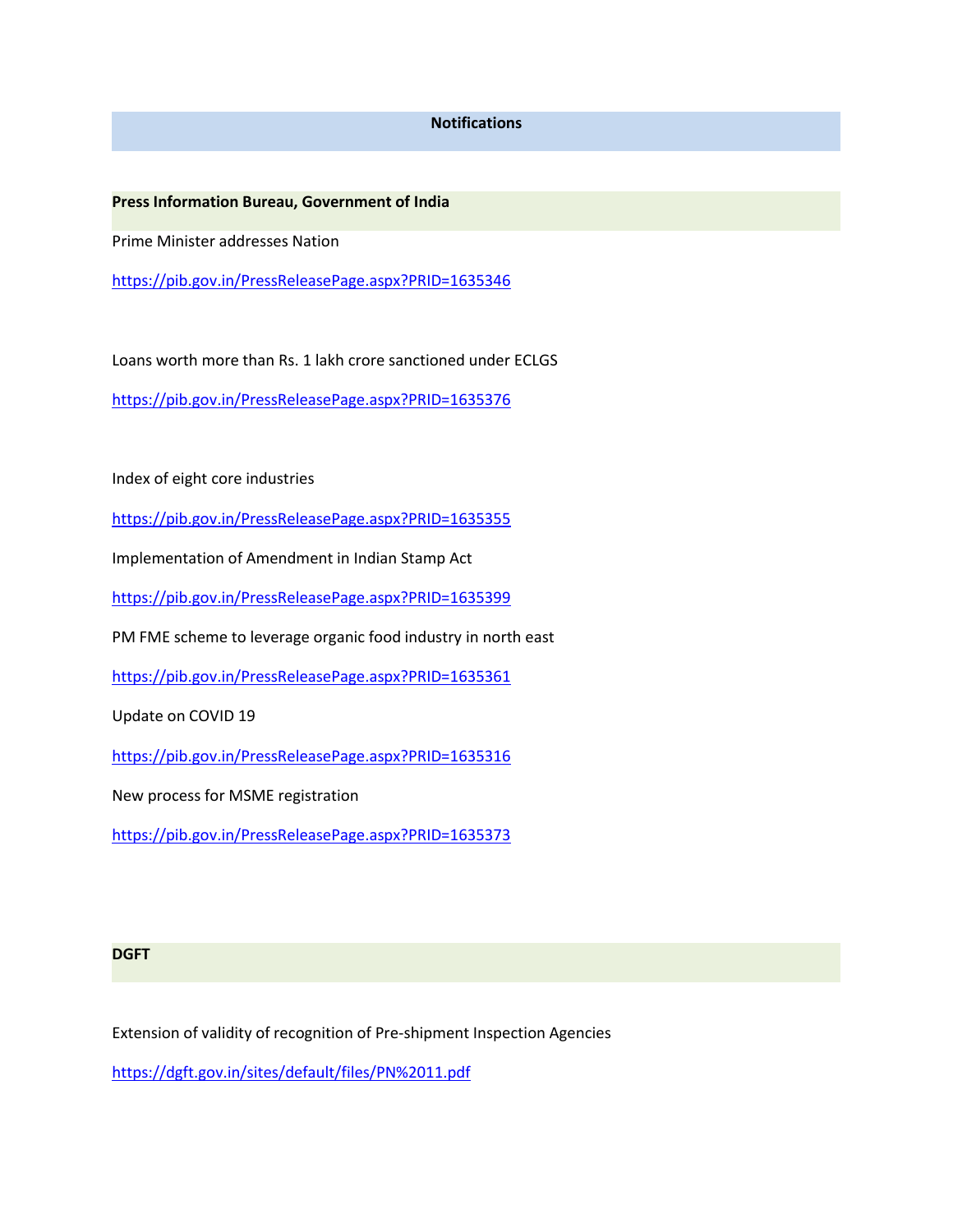## Notifications

### Press Information Bureau, Government of India

Prime Minister addresses Nation

https://pib.gov.in/PressReleasePage.aspx?PRID=1635346

Loans worth more than Rs. 1 lakh crore sanctioned under ECLGS

https://pib.gov.in/PressReleasePage.aspx?PRID=1635376

Index of eight core industries

https://pib.gov.in/PressReleasePage.aspx?PRID=1635355

Implementation of Amendment in Indian Stamp Act

https://pib.gov.in/PressReleasePage.aspx?PRID=1635399

PM FME scheme to leverage organic food industry in north east

https://pib.gov.in/PressReleasePage.aspx?PRID=1635361

Update on COVID 19

https://pib.gov.in/PressReleasePage.aspx?PRID=1635316

New process for MSME registration

https://pib.gov.in/PressReleasePage.aspx?PRID=1635373

### DGFT

Extension of validity of recognition of Pre-shipment Inspection Agencies

https://dgft.gov.in/sites/default/files/PN%2011.pdf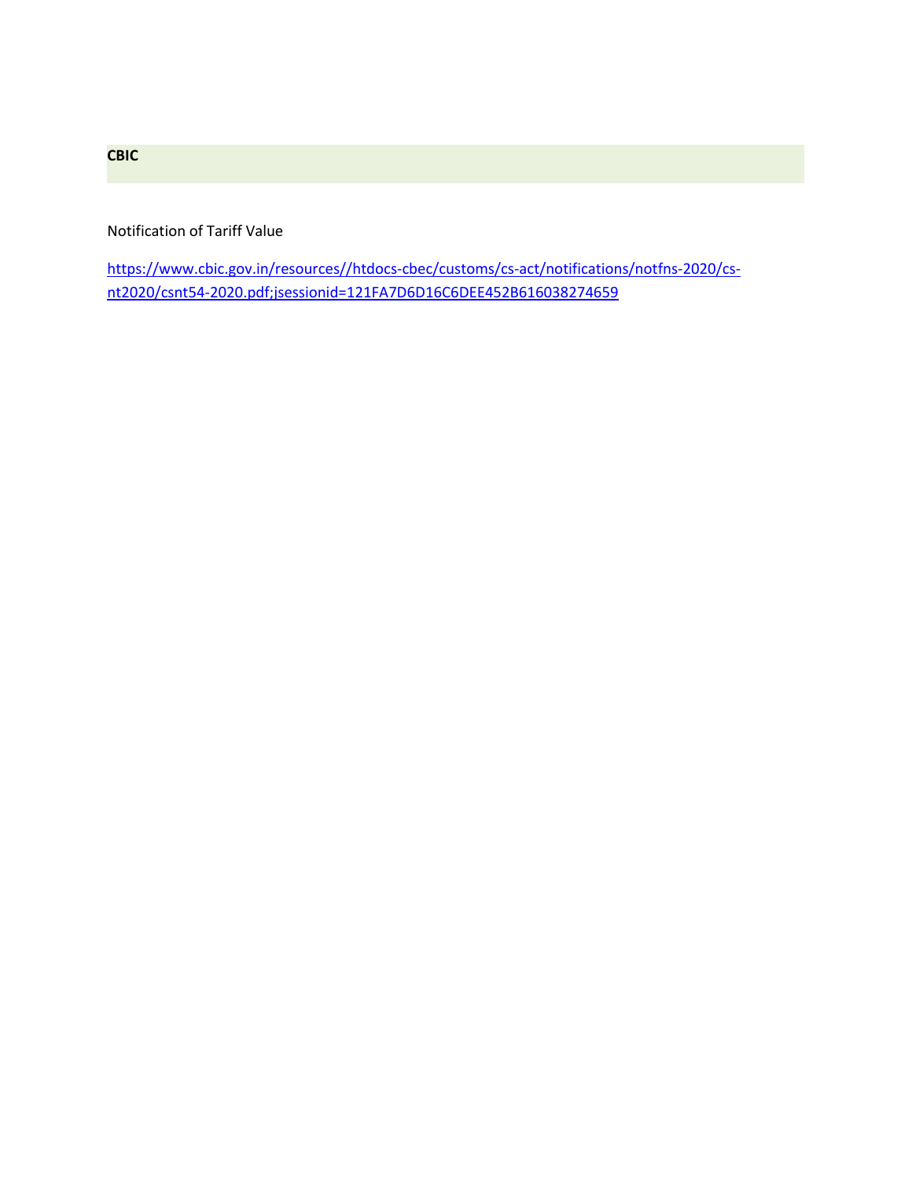**CBIC**

Notification of Tariff Value

https://www.cbic.gov.in/resources//htdocs-cbec/customs/cs-act/notifications/notfns-2020/cs-nt2020/csnt54-2020.pdf;jsessionid=121FA7D6D16C6DEE452B616038274659